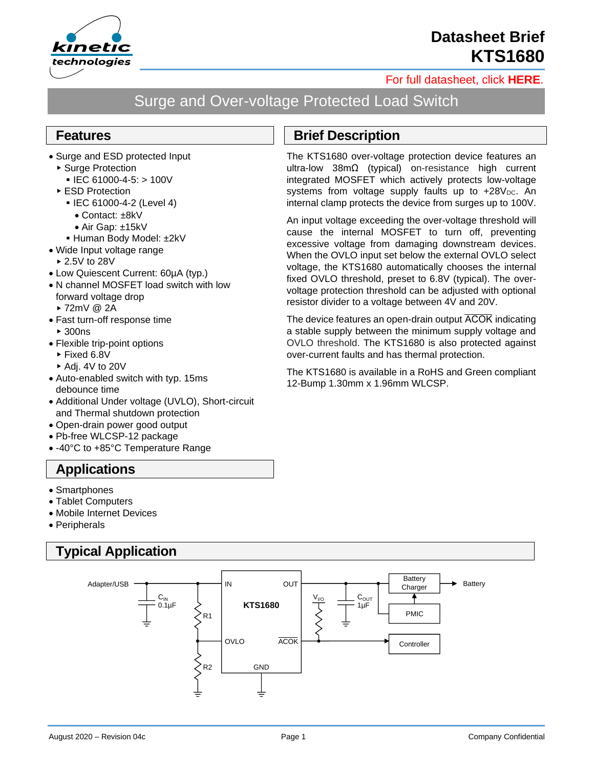# Datasheet Brief KTS1680

For full datasheet, click **HERE**.

## Surge and Over-voltage Protected Load Switch

## Features

- Surge and ESD protected Input
  - Surge Protection
    - IEC 61000-4-5: > 100V
  - ESD Protection
    - IEC 61000-4-2 (Level 4)
      - Contact: ±8kV
      - Air Gap: ±15kV
    - Human Body Model: ±2kV
- Wide Input voltage range
  - 2.5V to 28V
- Low Quiescent Current: 60µA (typ.)
- N channel MOSFET load switch with low forward voltage drop
  - 72mV @ 2A
- Fast turn-off response time
  - 300ns
- Flexible trip-point options
  - Fixed 6.8V
  - Adj. 4V to 20V
- Auto-enabled switch with typ. 15ms debounce time
- Additional Under voltage (UVLO), Short-circuit and Thermal shutdown protection
- Open-drain power good output
- Pb-free WLCSP-12 package
- -40°C to +85°C Temperature Range

## Applications

- Smartphones
- Tablet Computers
- Mobile Internet Devices
- Peripherals

## Brief Description

The KTS1680 over-voltage protection device features an ultra-low 38mΩ (typical) on-resistance high current integrated MOSFET which actively protects low-voltage systems from voltage supply faults up to +28$V_{DC}$. An internal clamp protects the device from surges up to 100V.

An input voltage exceeding the over-voltage threshold will cause the internal MOSFET to turn off, preventing excessive voltage from damaging downstream devices. When the OVLO input set below the external OVLO select voltage, the KTS1680 automatically chooses the internal fixed OVLO threshold, preset to 6.8V (typical). The over-voltage protection threshold can be adjusted with optional resistor divider to a voltage between 4V and 20V.

The device features an open-drain output $\overline{\text{ACOK}}$ indicating a stable supply between the minimum supply voltage and OVLO threshold. The KTS1680 is also protected against over-current faults and has thermal protection.

The KTS1680 is available in a RoHS and Green compliant 12-Bump 1.30mm x 1.96mm WLCSP.

## Typical Application

Adapter/USB, $C_{IN}$ 0.1µF, R1, R2, IN, OUT, OVLO, $\overline{\text{ACOK}}$, GND, KTS1680, $V_{I/O}$, $C_{OUT}$ 1µF, Battery Charger, PMIC, Controller, Battery

August 2020 – Revision 04c | Company Confidential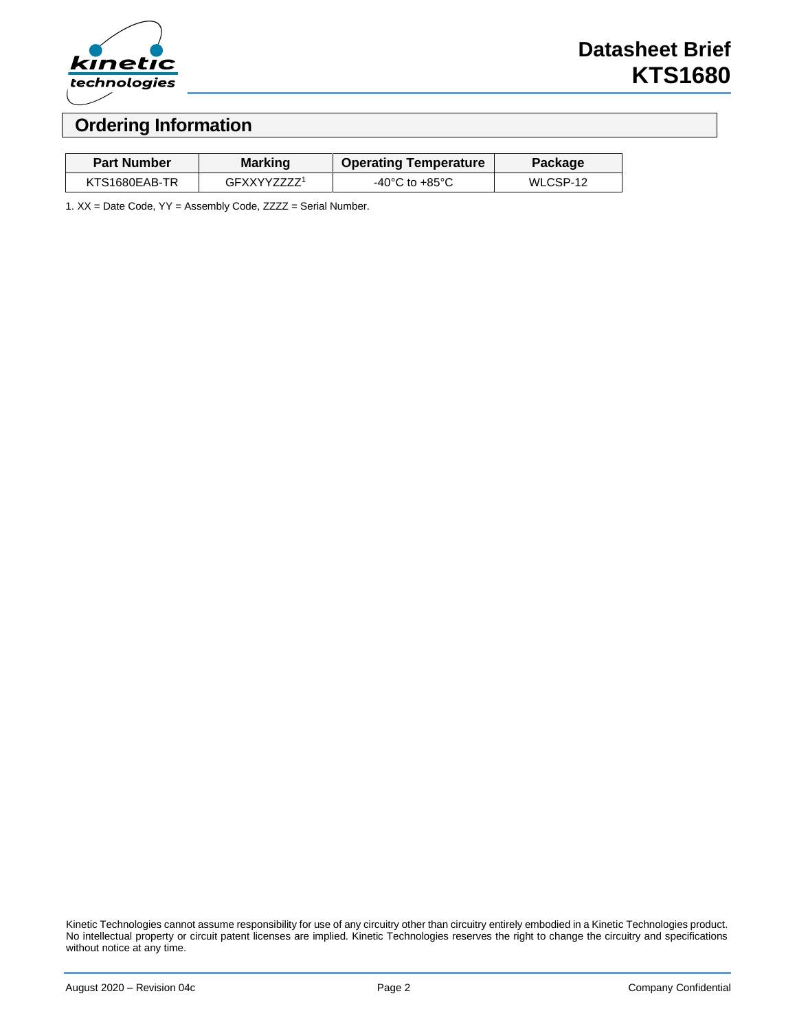## Ordering Information

| Part Number | Marking | Operating Temperature | Package |
|---|---|---|---|
| KTS1680EAB-TR | GFXXYYZZZZ[1] | -40°C to +85°C | WLCSP-12 |

1. XX = Date Code, YY = Assembly Code, ZZZZ = Serial Number.

Kinetic Technologies cannot assume responsibility for use of any circuitry other than circuitry entirely embodied in a Kinetic Technologies product. No intellectual property or circuit patent licenses are implied. Kinetic Technologies reserves the right to change the circuitry and specifications without notice at any time.